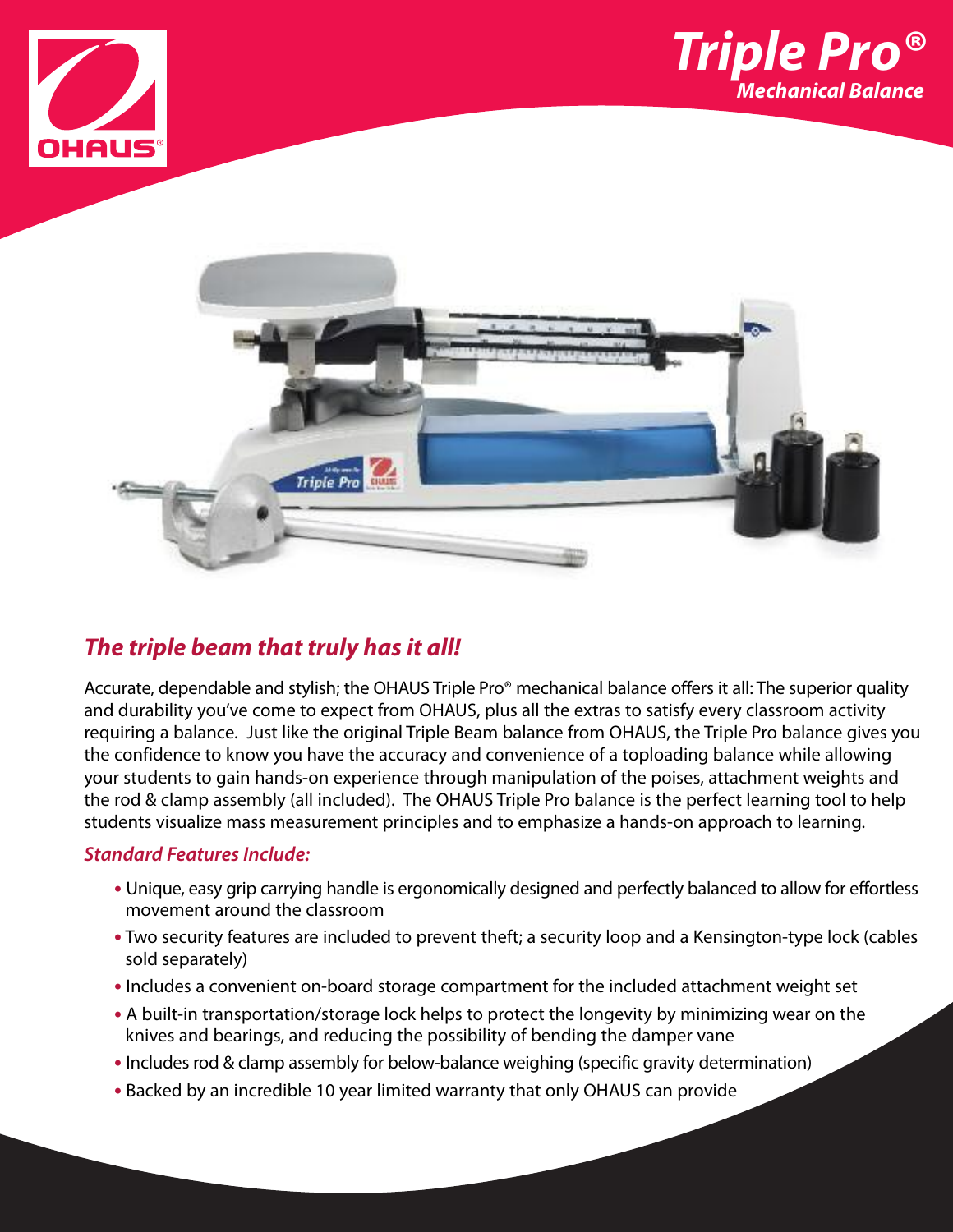# Triple Pro®

## Mechanical Balance

### *The triple beam that truly has it all!*

Accurate, dependable and stylish; the OHAUS Triple Pro® mechanical balance offers it all: The superior quality and durability you've come to expect from OHAUS, plus all the extras to satisfy every classroom activity requiring a balance. Just like the original Triple Beam balance from OHAUS, the Triple Pro balance gives you the confidence to know you have the accuracy and convenience of a toploading balance while allowing your students to gain hands-on experience through manipulation of the poises, attachment weights and the rod & clamp assembly (all included). The OHAUS Triple Pro balance is the perfect learning tool to help students visualize mass measurement principles and to emphasize a hands-on approach to learning.

#### *Standard Features Include:*

- Unique, easy grip carrying handle is ergonomically designed and perfectly balanced to allow for effortless movement around the classroom
- Two security features are included to prevent theft; a security loop and a Kensington-type lock (cables sold separately)
- Includes a convenient on-board storage compartment for the included attachment weight set
- A built-in transportation/storage lock helps to protect the longevity by minimizing wear on the knives and bearings, and reducing the possibility of bending the damper vane
- Includes rod & clamp assembly for below-balance weighing (specific gravity determination)
- Backed by an incredible 10 year limited warranty that only OHAUS can provide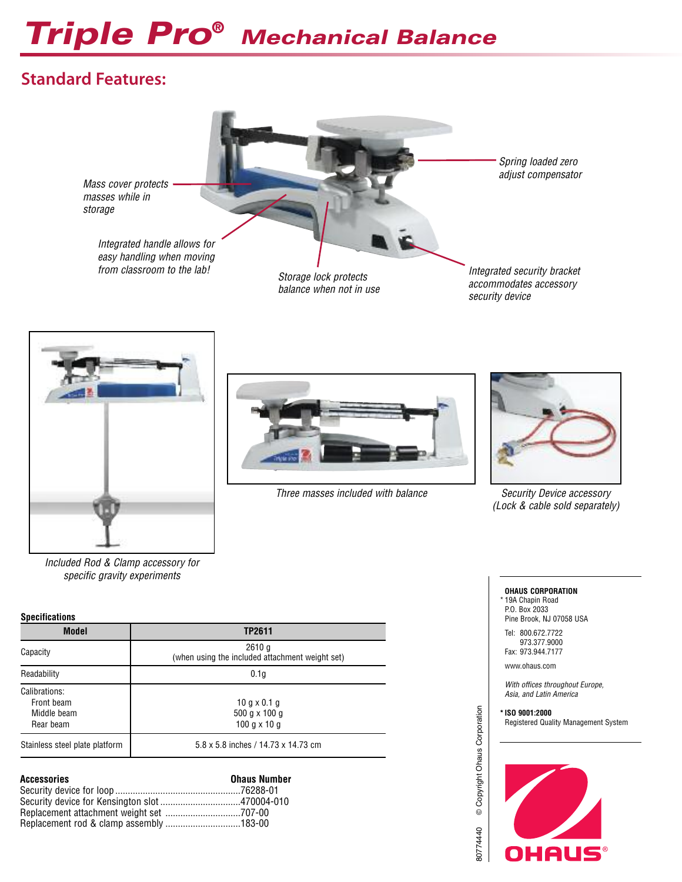# *Triple Pro®* *Mechanical Balance*

## Standard Features:

*Mass cover protects masses while in storage*

*Integrated handle allows for easy handling when moving from classroom to the lab!*

*Storage lock protects balance when not in use*

*Spring loaded zero adjust compensator*

*Integrated security bracket accommodates accessory security device*

*Included Rod & Clamp accessory for specific gravity experiments*

*Three masses included with balance*

*Security Device accessory (Lock & cable sold separately)*

**Specifications**

| Model | TP2611 |
|---|---|
| Capacity | 2610 g (when using the included attachment weight set) |
| Readability | 0.1g |
| Calibrations: Front beam, Middle beam, Rear beam | 10 g x 0.1 g; 500 g x 100 g; 100 g x 10 g |
| Stainless steel plate platform | 5.8 x 5.8 inches / 14.73 x 14.73 cm |

| Accessories | Ohaus Number |
|---|---|
| Security device for loop | 76288-01 |
| Security device for Kensington slot | 470004-010 |
| Replacement attachment weight set | 707-00 |
| Replacement rod & clamp assembly | 183-00 |

**OHAUS CORPORATION**
* 19A Chapin Road
P.O. Box 2033
Pine Brook, NJ 07058 USA

Tel: 800.672.7722
973.377.9000
Fax: 973.944.7177

www.ohaus.com

*With offices throughout Europe, Asia, and Latin America*

**\* ISO 9001:2000**
Registered Quality Management System

80774440 © Copyright Ohaus Corporation

OHAUS®